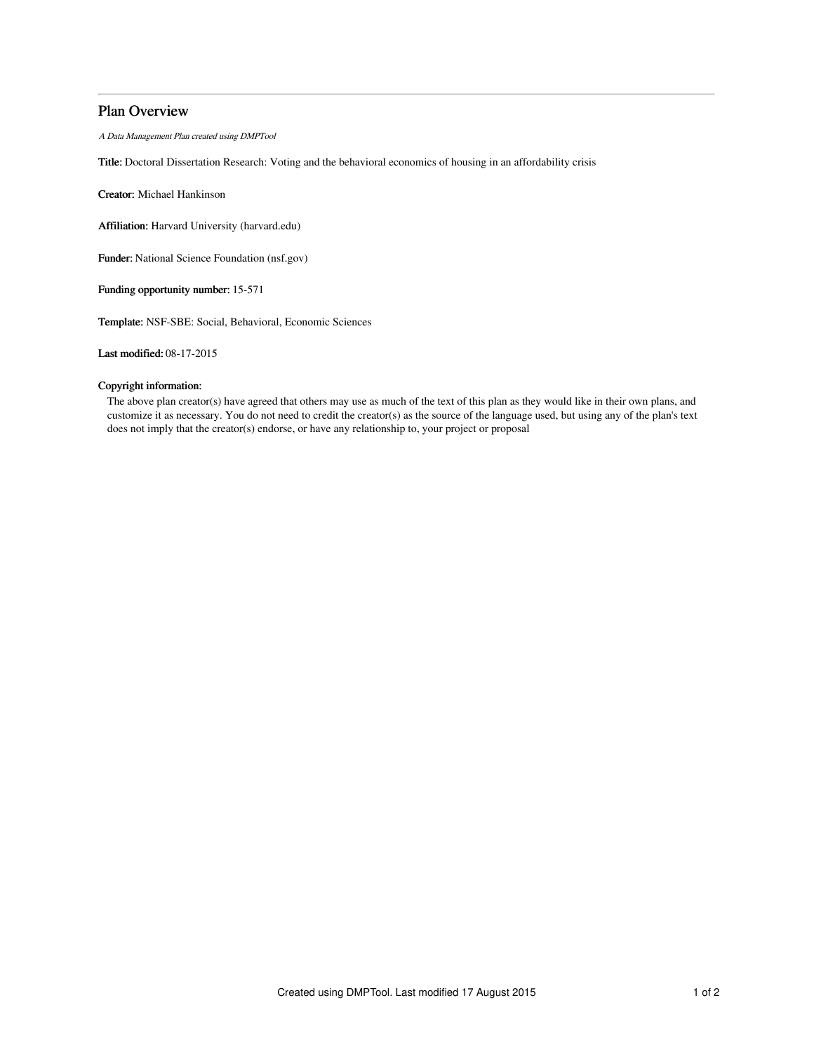# Plan Overview

*A Data Management Plan created using DMPTool*

**Title:** Doctoral Dissertation Research: Voting and the behavioral economics of housing in an affordability crisis

**Creator:** Michael Hankinson

**Affiliation:** Harvard University (harvard.edu)

**Funder:** National Science Foundation (nsf.gov)

**Funding opportunity number:** 15-571

**Template:** NSF-SBE: Social, Behavioral, Economic Sciences

**Last modified:** 08-17-2015

**Copyright information:**

The above plan creator(s) have agreed that others may use as much of the text of this plan as they would like in their own plans, and customize it as necessary. You do not need to credit the creator(s) as the source of the language used, but using any of the plan's text does not imply that the creator(s) endorse, or have any relationship to, your project or proposal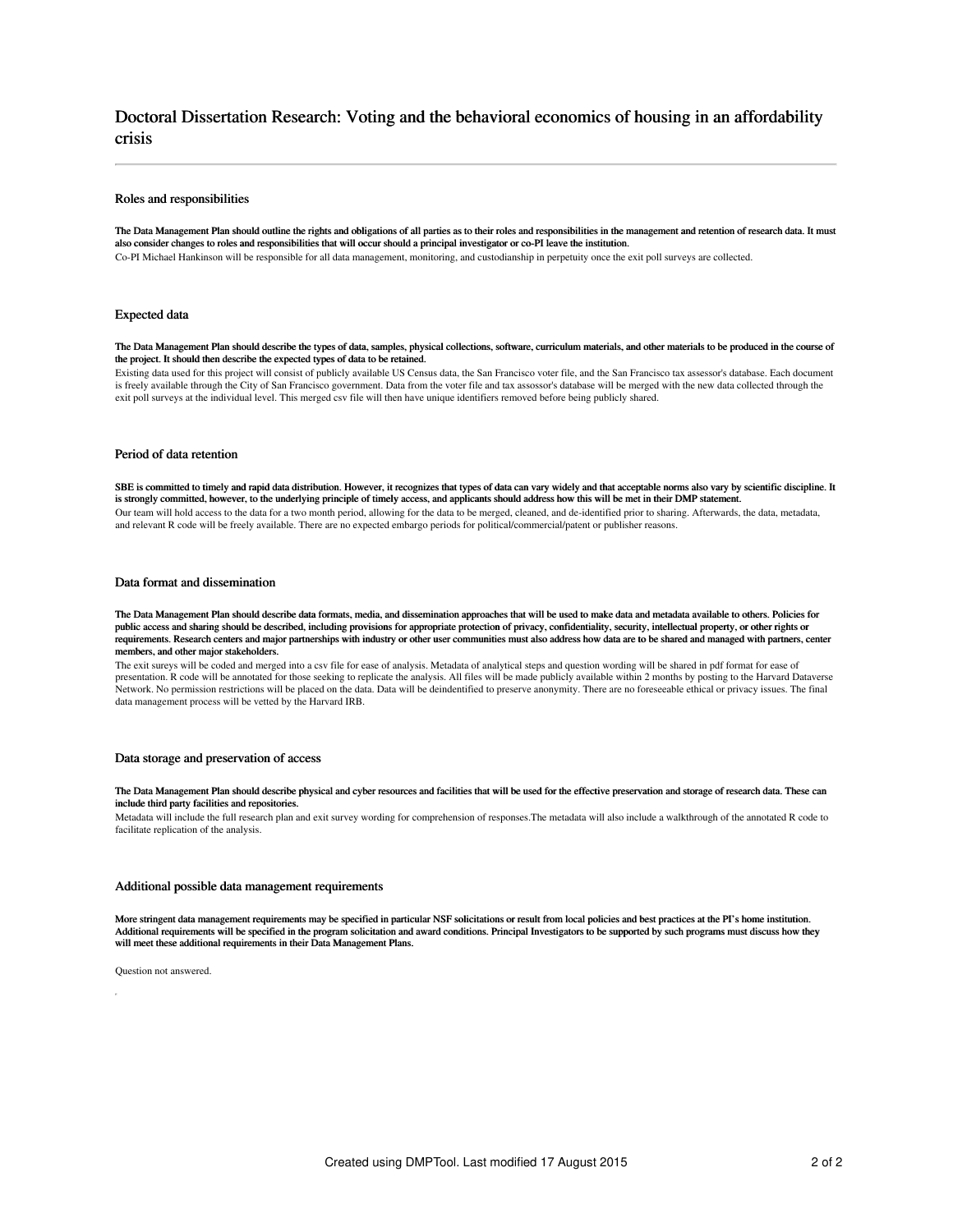# Doctoral Dissertation Research: Voting and the behavioral economics of housing in an affordability crisis

## Roles and responsibilities

**The Data Management Plan should outline the rights and obligations of all parties as to their roles and responsibilities in the management and retention of research data. It must also consider changes to roles and responsibilities that will occur should a principal investigator or co-PI leave the institution.**

Co-PI Michael Hankinson will be responsible for all data management, monitoring, and custodianship in perpetuity once the exit poll surveys are collected.

## Expected data

**The Data Management Plan should describe the types of data, samples, physical collections, software, curriculum materials, and other materials to be produced in the course of the project. It should then describe the expected types of data to be retained.**

Existing data used for this project will consist of publicly available US Census data, the San Francisco voter file, and the San Francisco tax assessor's database. Each document is freely available through the City of San Francisco government. Data from the voter file and tax assossor's database will be merged with the new data collected through the exit poll surveys at the individual level. This merged csv file will then have unique identifiers removed before being publicly shared.

## Period of data retention

**SBE is committed to timely and rapid data distribution. However, it recognizes that types of data can vary widely and that acceptable norms also vary by scientific discipline. It is strongly committed, however, to the underlying principle of timely access, and applicants should address how this will be met in their DMP statement.**

Our team will hold access to the data for a two month period, allowing for the data to be merged, cleaned, and de-identified prior to sharing. Afterwards, the data, metadata, and relevant R code will be freely available. There are no expected embargo periods for political/commercial/patent or publisher reasons.

## Data format and dissemination

**The Data Management Plan should describe data formats, media, and dissemination approaches that will be used to make data and metadata available to others. Policies for public access and sharing should be described, including provisions for appropriate protection of privacy, confidentiality, security, intellectual property, or other rights or requirements. Research centers and major partnerships with industry or other user communities must also address how data are to be shared and managed with partners, center members, and other major stakeholders.**

The exit sureys will be coded and merged into a csv file for ease of analysis. Metadata of analytical steps and question wording will be shared in pdf format for ease of presentation. R code will be annotated for those seeking to replicate the analysis. All files will be made publicly available within 2 months by posting to the Harvard Dataverse Network. No permission restrictions will be placed on the data. Data will be deindentified to preserve anonymity. There are no foreseeable ethical or privacy issues. The final data management process will be vetted by the Harvard IRB.

## Data storage and preservation of access

**The Data Management Plan should describe physical and cyber resources and facilities that will be used for the effective preservation and storage of research data. These can include third party facilities and repositories.**

Metadata will include the full research plan and exit survey wording for comprehension of responses.The metadata will also include a walkthrough of the annotated R code to facilitate replication of the analysis.

## Additional possible data management requirements

**More stringent data management requirements may be specified in particular NSF solicitations or result from local policies and best practices at the PI's home institution. Additional requirements will be specified in the program solicitation and award conditions. Principal Investigators to be supported by such programs must discuss how they will meet these additional requirements in their Data Management Plans.**

Question not answered.

Created using DMPTool. Last modified 17 August 2015